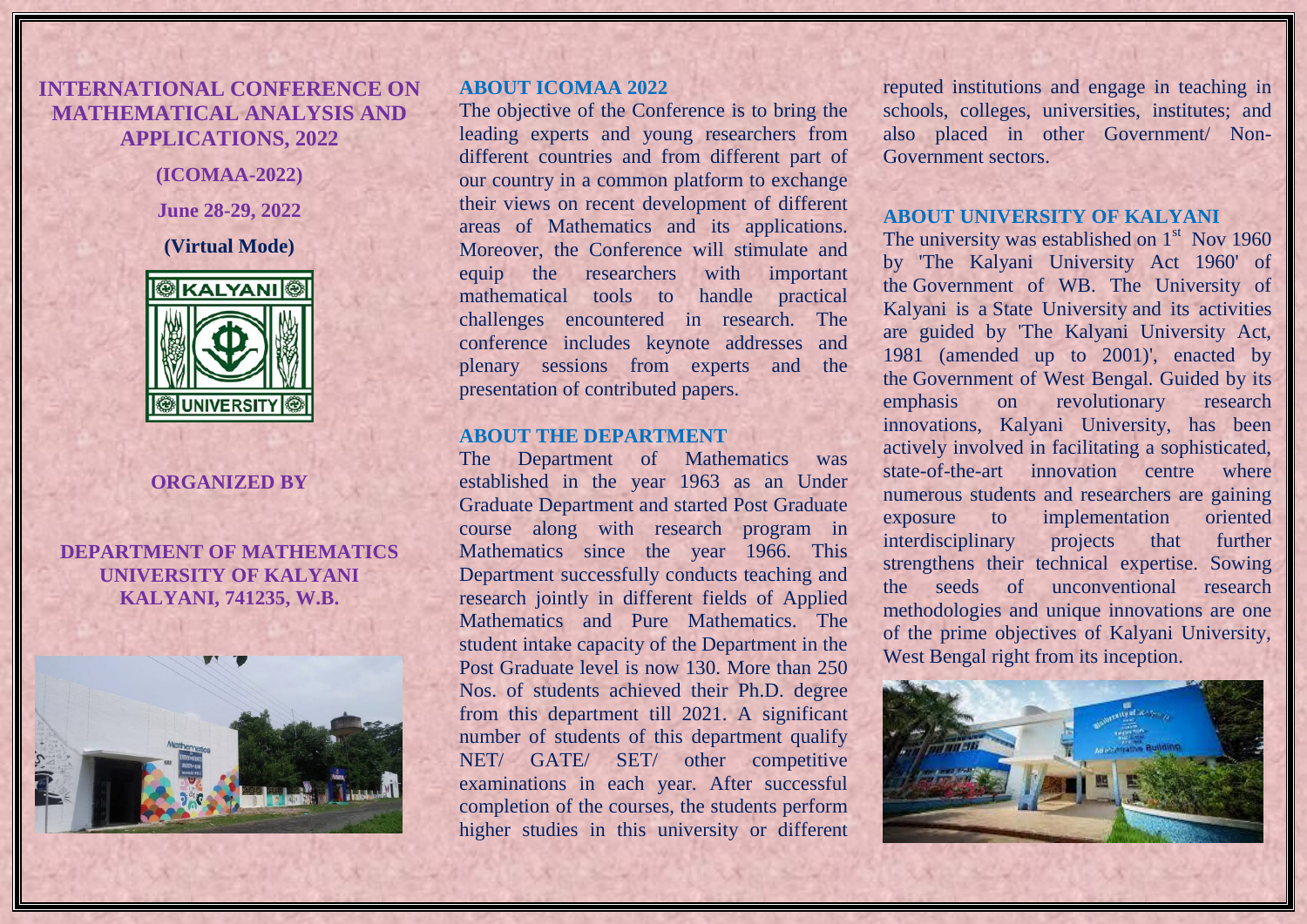# INTERNATIONAL CONFERENCE ON MATHEMATICAL ANALYSIS AND APPLICATIONS, 2022

**(ICOMAA-2022)**

**June 28-29, 2022**

**(Virtual Mode)**

KALYANI UNIVERSITY

**ORGANIZED BY**

**DEPARTMENT OF MATHEMATICS**
**UNIVERSITY OF KALYANI**
**KALYANI, 741235, W.B.**

## ABOUT ICOMAA 2022

The objective of the Conference is to bring the leading experts and young researchers from different countries and from different part of our country in a common platform to exchange their views on recent development of different areas of Mathematics and its applications. Moreover, the Conference will stimulate and equip the researchers with important mathematical tools to handle practical challenges encountered in research. The conference includes keynote addresses and plenary sessions from experts and the presentation of contributed papers.

## ABOUT THE DEPARTMENT

The Department of Mathematics was established in the year 1963 as an Under Graduate Department and started Post Graduate course along with research program in Mathematics since the year 1966. This Department successfully conducts teaching and research jointly in different fields of Applied Mathematics and Pure Mathematics. The student intake capacity of the Department in the Post Graduate level is now 130. More than 250 Nos. of students achieved their Ph.D. degree from this department till 2021. A significant number of students of this department qualify NET/ GATE/ SET/ other competitive examinations in each year. After successful completion of the courses, the students perform higher studies in this university or different reputed institutions and engage in teaching in schools, colleges, universities, institutes; and also placed in other Government/ Non-Government sectors.

## ABOUT UNIVERSITY OF KALYANI

The university was established on 1st Nov 1960 by 'The Kalyani University Act 1960' of the Government of WB. The University of Kalyani is a State University and its activities are guided by 'The Kalyani University Act, 1981 (amended up to 2001)', enacted by the Government of West Bengal. Guided by its emphasis on revolutionary research innovations, Kalyani University, has been actively involved in facilitating a sophisticated, state-of-the-art innovation centre where numerous students and researchers are gaining exposure to implementation oriented interdisciplinary projects that further strengthens their technical expertise. Sowing the seeds of unconventional research methodologies and unique innovations are one of the prime objectives of Kalyani University, West Bengal right from its inception.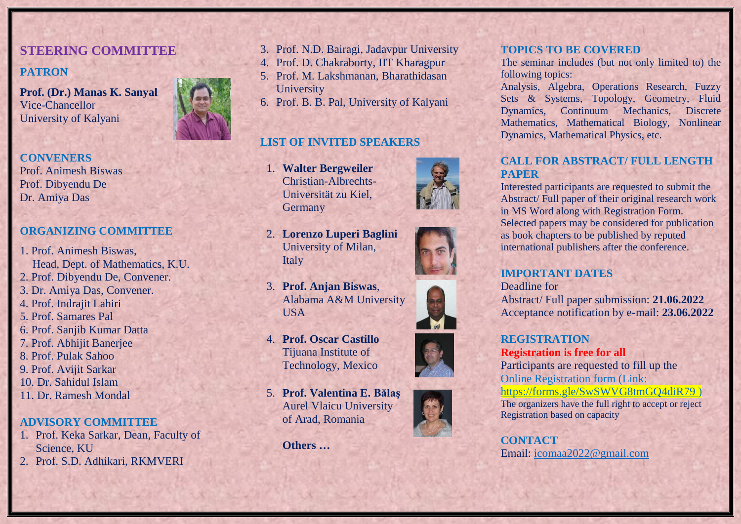## STEERING COMMITTEE

### PATRON

**Prof. (Dr.) Manas K. Sanyal**
Vice-Chancellor
University of Kalyani

### CONVENERS

Prof. Animesh Biswas
Prof. Dibyendu De
Dr. Amiya Das

### ORGANIZING COMMITTEE

1. Prof. Animesh Biswas, Head, Dept. of Mathematics, K.U.
2. Prof. Dibyendu De, Convener.
3. Dr. Amiya Das, Convener.
4. Prof. Indrajit Lahiri
5. Prof. Samares Pal
6. Prof. Sanjib Kumar Datta
7. Prof. Abhijit Banerjee
8. Prof. Pulak Sahoo
9. Prof. Avijit Sarkar
10. Dr. Sahidul Islam
11. Dr. Ramesh Mondal

### ADVISORY COMMITTEE

1. Prof. Keka Sarkar, Dean, Faculty of Science, KU
2. Prof. S.D. Adhikari, RKMVERI
3. Prof. N.D. Bairagi, Jadavpur University
4. Prof. D. Chakraborty, IIT Kharagpur
5. Prof. M. Lakshmanan, Bharathidasan University
6. Prof. B. B. Pal, University of Kalyani

### LIST OF INVITED SPEAKERS

1. **Walter Bergweiler**
   Christian-Albrechts-Universität zu Kiel, Germany
2. **Lorenzo Luperi Baglini**
   University of Milan, Italy
3. **Prof. Anjan Biswas**,
   Alabama A&M University USA
4. **Prof. Oscar Castillo**
   Tijuana Institute of Technology, Mexico
5. **Prof. Valentina E. Bălaş**
   Aurel Vlaicu University of Arad, Romania

**Others …**

### TOPICS TO BE COVERED

The seminar includes (but not only limited to) the following topics:
Analysis, Algebra, Operations Research, Fuzzy Sets & Systems, Topology, Geometry, Fluid Dynamics, Continuum Mechanics, Discrete Mathematics, Mathematical Biology, Nonlinear Dynamics, Mathematical Physics, etc.

### CALL FOR ABSTRACT/ FULL LENGTH PAPER

Interested participants are requested to submit the Abstract/ Full paper of their original research work in MS Word along with Registration Form. Selected papers may be considered for publication as book chapters to be published by reputed international publishers after the conference.

### IMPORTANT DATES

Deadline for
Abstract/ Full paper submission: **21.06.2022**
Acceptance notification by e-mail: **23.06.2022**

### REGISTRATION

**Registration is free for all**

Participants are requested to fill up the Online Registration form (Link: https://forms.gle/SwSWVG8tmGQ4diR79 )

The organizers have the full right to accept or reject Registration based on capacity

### CONTACT

Email: icomaa2022@gmail.com